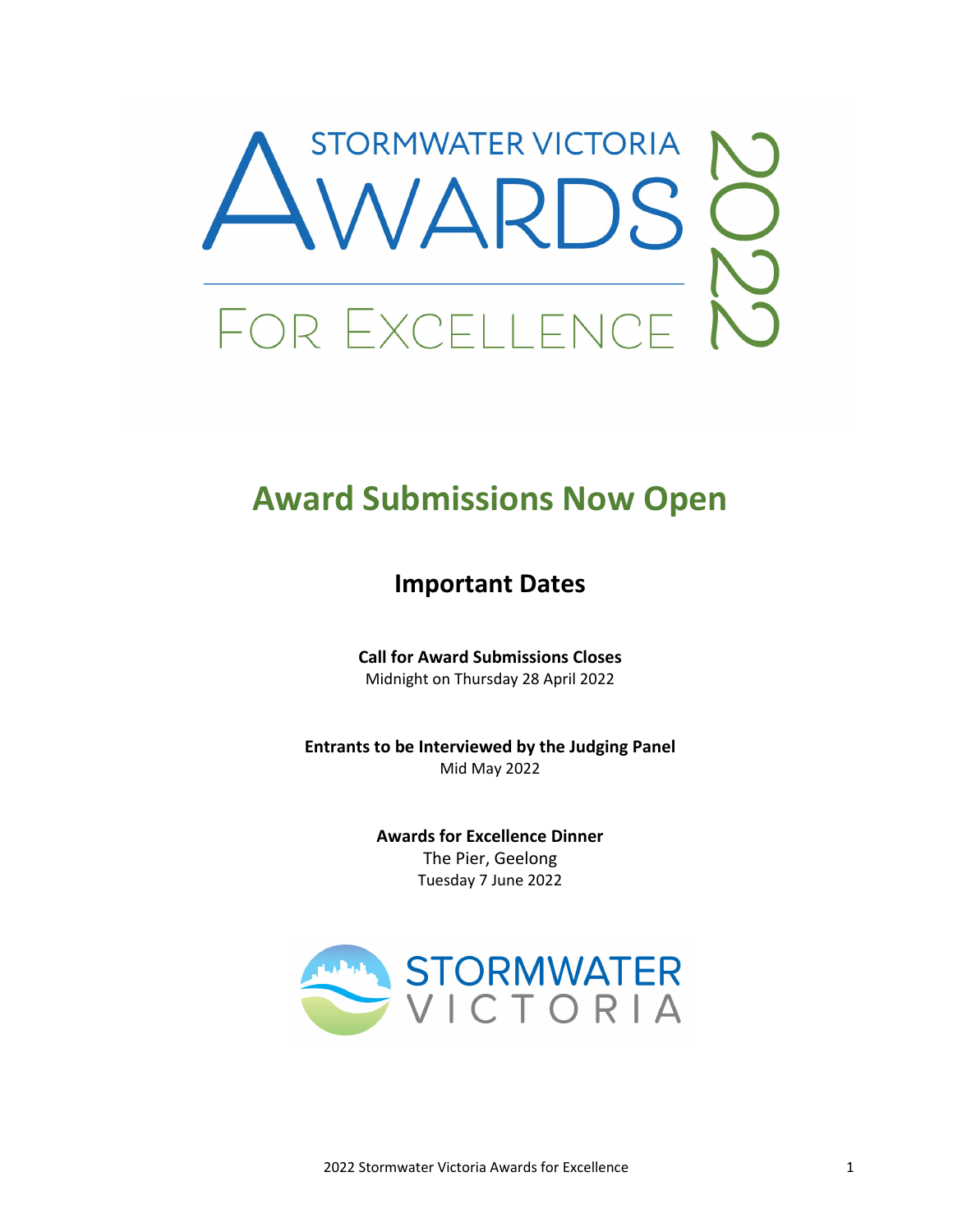# Stormwater Victoria Awards for Excellence 2022

## Award Submissions Now Open

### Important Dates

**Call for Award Submissions Closes**
Midnight on Thursday 28 April 2022

**Entrants to be Interviewed by the Judging Panel**
Mid May 2022

**Awards for Excellence Dinner**
The Pier, Geelong
Tuesday 7 June 2022

STORMWATER VICTORIA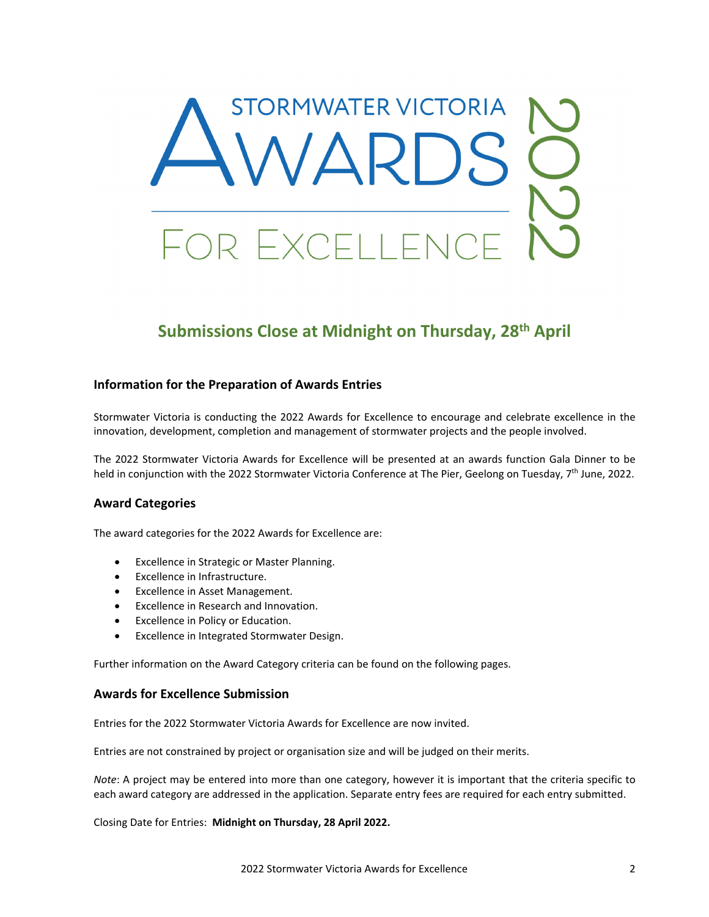# STORMWATER VICTORIA AWARDS FOR EXCELLENCE 2022

## Submissions Close at Midnight on Thursday, 28th April

### Information for the Preparation of Awards Entries

Stormwater Victoria is conducting the 2022 Awards for Excellence to encourage and celebrate excellence in the innovation, development, completion and management of stormwater projects and the people involved.

The 2022 Stormwater Victoria Awards for Excellence will be presented at an awards function Gala Dinner to be held in conjunction with the 2022 Stormwater Victoria Conference at The Pier, Geelong on Tuesday, 7th June, 2022.

### Award Categories

The award categories for the 2022 Awards for Excellence are:

- Excellence in Strategic or Master Planning.
- Excellence in Infrastructure.
- Excellence in Asset Management.
- Excellence in Research and Innovation.
- Excellence in Policy or Education.
- Excellence in Integrated Stormwater Design.

Further information on the Award Category criteria can be found on the following pages.

### Awards for Excellence Submission

Entries for the 2022 Stormwater Victoria Awards for Excellence are now invited.

Entries are not constrained by project or organisation size and will be judged on their merits.

*Note*: A project may be entered into more than one category, however it is important that the criteria specific to each award category are addressed in the application. Separate entry fees are required for each entry submitted.

Closing Date for Entries: **Midnight on Thursday, 28 April 2022.**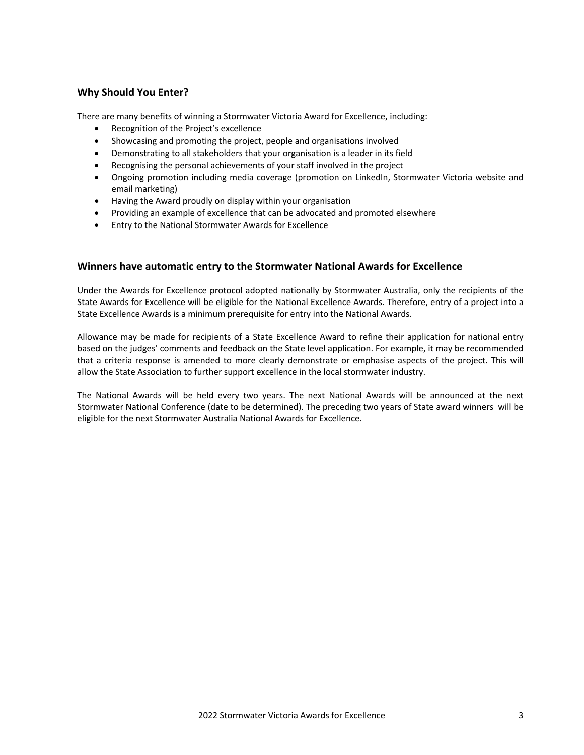## Why Should You Enter?

There are many benefits of winning a Stormwater Victoria Award for Excellence, including:

- Recognition of the Project's excellence
- Showcasing and promoting the project, people and organisations involved
- Demonstrating to all stakeholders that your organisation is a leader in its field
- Recognising the personal achievements of your staff involved in the project
- Ongoing promotion including media coverage (promotion on LinkedIn, Stormwater Victoria website and email marketing)
- Having the Award proudly on display within your organisation
- Providing an example of excellence that can be advocated and promoted elsewhere
- Entry to the National Stormwater Awards for Excellence

## Winners have automatic entry to the Stormwater National Awards for Excellence

Under the Awards for Excellence protocol adopted nationally by Stormwater Australia, only the recipients of the State Awards for Excellence will be eligible for the National Excellence Awards. Therefore, entry of a project into a State Excellence Awards is a minimum prerequisite for entry into the National Awards.

Allowance may be made for recipients of a State Excellence Award to refine their application for national entry based on the judges' comments and feedback on the State level application. For example, it may be recommended that a criteria response is amended to more clearly demonstrate or emphasise aspects of the project. This will allow the State Association to further support excellence in the local stormwater industry.

The National Awards will be held every two years. The next National Awards will be announced at the next Stormwater National Conference (date to be determined). The preceding two years of State award winners will be eligible for the next Stormwater Australia National Awards for Excellence.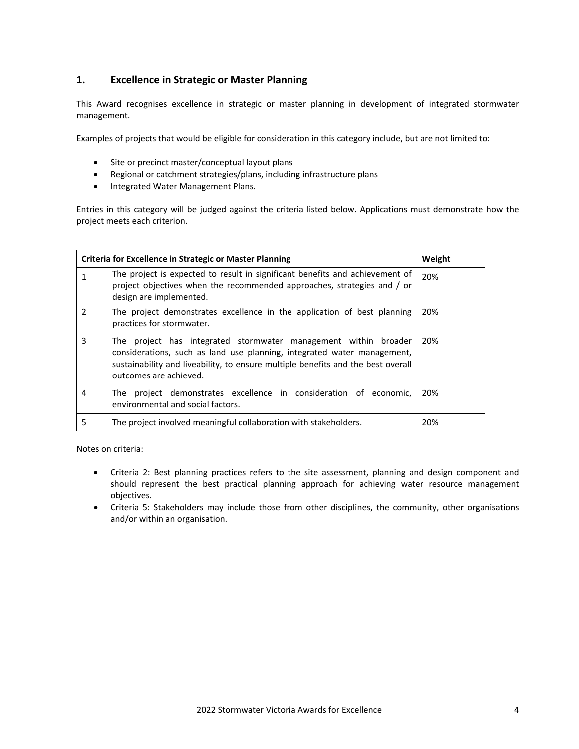## 1. Excellence in Strategic or Master Planning

This Award recognises excellence in strategic or master planning in development of integrated stormwater management.

Examples of projects that would be eligible for consideration in this category include, but are not limited to:

- Site or precinct master/conceptual layout plans
- Regional or catchment strategies/plans, including infrastructure plans
- Integrated Water Management Plans.

Entries in this category will be judged against the criteria listed below. Applications must demonstrate how the project meets each criterion.

| **Criteria for Excellence in Strategic or Master Planning** | | **Weight** |
|---|---|---|
| 1 | The project is expected to result in significant benefits and achievement of project objectives when the recommended approaches, strategies and / or design are implemented. | 20% |
| 2 | The project demonstrates excellence in the application of best planning practices for stormwater. | 20% |
| 3 | The project has integrated stormwater management within broader considerations, such as land use planning, integrated water management, sustainability and liveability, to ensure multiple benefits and the best overall outcomes are achieved. | 20% |
| 4 | The project demonstrates excellence in consideration of economic, environmental and social factors. | 20% |
| 5 | The project involved meaningful collaboration with stakeholders. | 20% |

Notes on criteria:

- Criteria 2: Best planning practices refers to the site assessment, planning and design component and should represent the best practical planning approach for achieving water resource management objectives.
- Criteria 5: Stakeholders may include those from other disciplines, the community, other organisations and/or within an organisation.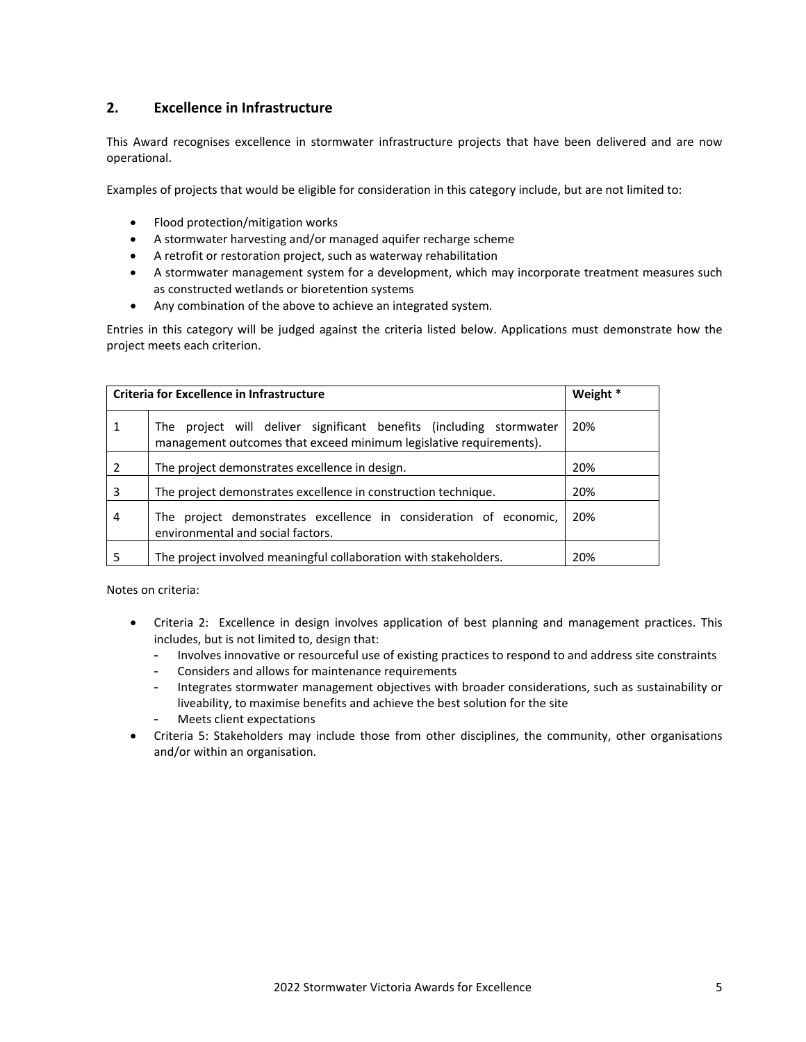## 2. Excellence in Infrastructure

This Award recognises excellence in stormwater infrastructure projects that have been delivered and are now operational.

Examples of projects that would be eligible for consideration in this category include, but are not limited to:

- Flood protection/mitigation works
- A stormwater harvesting and/or managed aquifer recharge scheme
- A retrofit or restoration project, such as waterway rehabilitation
- A stormwater management system for a development, which may incorporate treatment measures such as constructed wetlands or bioretention systems
- Any combination of the above to achieve an integrated system.

Entries in this category will be judged against the criteria listed below. Applications must demonstrate how the project meets each criterion.

| **Criteria for Excellence in Infrastructure** | | **Weight *** |
|---|---|---|
| 1 | The project will deliver significant benefits (including stormwater management outcomes that exceed minimum legislative requirements). | 20% |
| 2 | The project demonstrates excellence in design. | 20% |
| 3 | The project demonstrates excellence in construction technique. | 20% |
| 4 | The project demonstrates excellence in consideration of economic, environmental and social factors. | 20% |
| 5 | The project involved meaningful collaboration with stakeholders. | 20% |

Notes on criteria:

- Criteria 2: Excellence in design involves application of best planning and management practices. This includes, but is not limited to, design that:
  - Involves innovative or resourceful use of existing practices to respond to and address site constraints
  - Considers and allows for maintenance requirements
  - Integrates stormwater management objectives with broader considerations, such as sustainability or liveability, to maximise benefits and achieve the best solution for the site
  - Meets client expectations
- Criteria 5: Stakeholders may include those from other disciplines, the community, other organisations and/or within an organisation.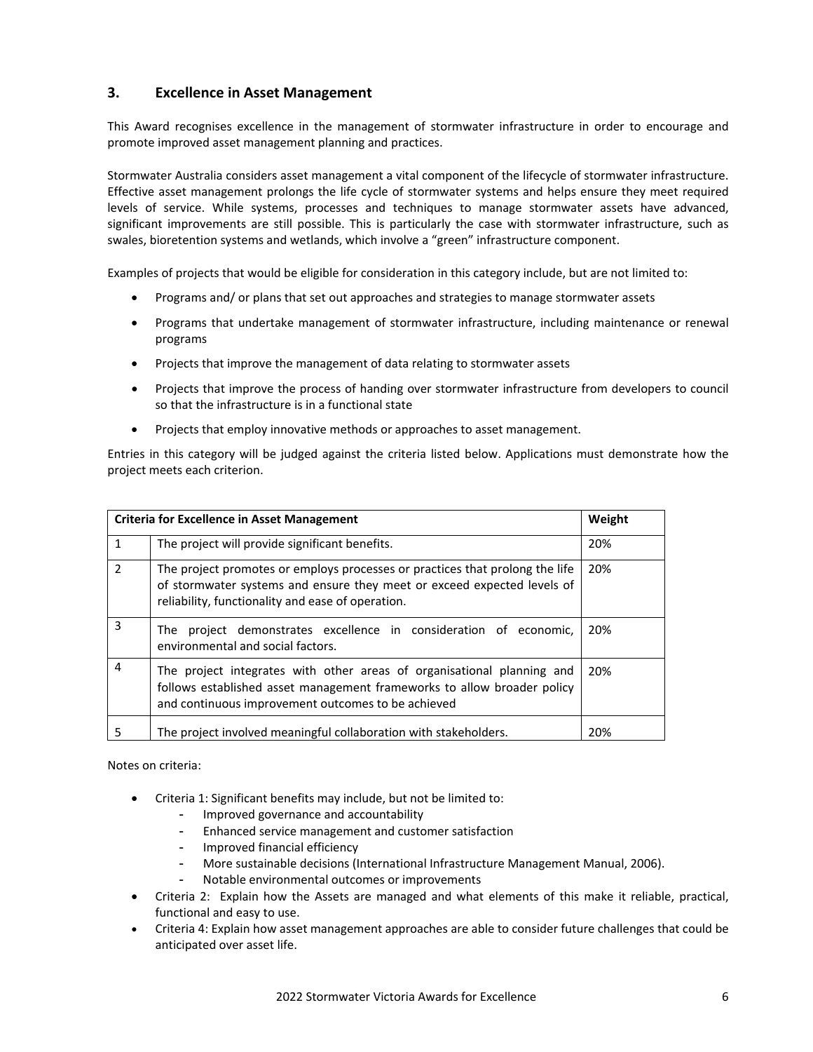## 3. Excellence in Asset Management

This Award recognises excellence in the management of stormwater infrastructure in order to encourage and promote improved asset management planning and practices.

Stormwater Australia considers asset management a vital component of the lifecycle of stormwater infrastructure. Effective asset management prolongs the life cycle of stormwater systems and helps ensure they meet required levels of service. While systems, processes and techniques to manage stormwater assets have advanced, significant improvements are still possible. This is particularly the case with stormwater infrastructure, such as swales, bioretention systems and wetlands, which involve a "green" infrastructure component.

Examples of projects that would be eligible for consideration in this category include, but are not limited to:

- Programs and/ or plans that set out approaches and strategies to manage stormwater assets
- Programs that undertake management of stormwater infrastructure, including maintenance or renewal programs
- Projects that improve the management of data relating to stormwater assets
- Projects that improve the process of handing over stormwater infrastructure from developers to council so that the infrastructure is in a functional state
- Projects that employ innovative methods or approaches to asset management.

Entries in this category will be judged against the criteria listed below. Applications must demonstrate how the project meets each criterion.

| **Criteria for Excellence in Asset Management** | | **Weight** |
|---|---|---|
| 1 | The project will provide significant benefits. | 20% |
| 2 | The project promotes or employs processes or practices that prolong the life of stormwater systems and ensure they meet or exceed expected levels of reliability, functionality and ease of operation. | 20% |
| 3 | The project demonstrates excellence in consideration of economic, environmental and social factors. | 20% |
| 4 | The project integrates with other areas of organisational planning and follows established asset management frameworks to allow broader policy and continuous improvement outcomes to be achieved | 20% |
| 5 | The project involved meaningful collaboration with stakeholders. | 20% |

Notes on criteria:

- Criteria 1: Significant benefits may include, but not be limited to:
  - Improved governance and accountability
  - Enhanced service management and customer satisfaction
  - Improved financial efficiency
  - More sustainable decisions (International Infrastructure Management Manual, 2006).
  - Notable environmental outcomes or improvements
- Criteria 2: Explain how the Assets are managed and what elements of this make it reliable, practical, functional and easy to use.
- Criteria 4: Explain how asset management approaches are able to consider future challenges that could be anticipated over asset life.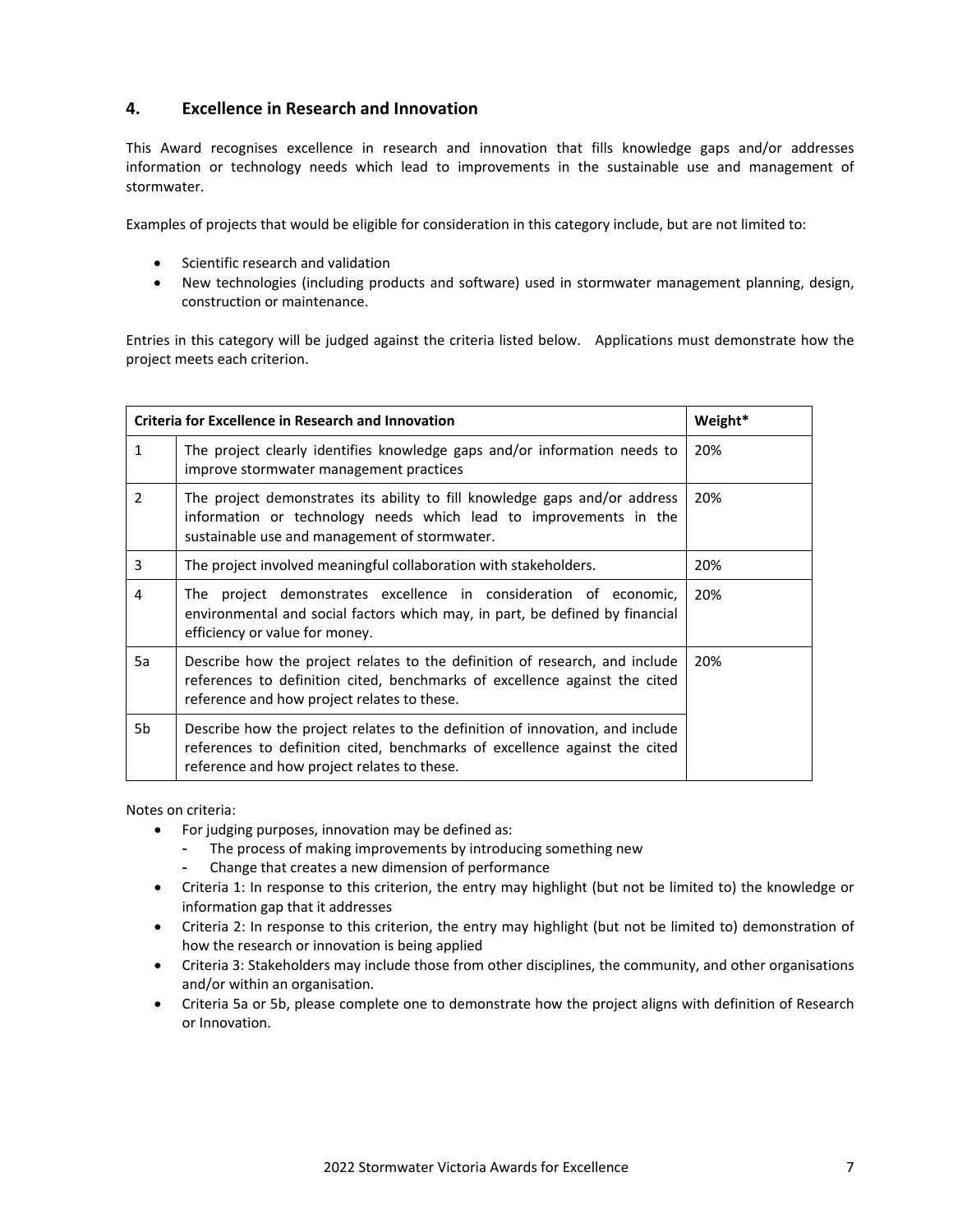## 4. Excellence in Research and Innovation

This Award recognises excellence in research and innovation that fills knowledge gaps and/or addresses information or technology needs which lead to improvements in the sustainable use and management of stormwater.

Examples of projects that would be eligible for consideration in this category include, but are not limited to:

- Scientific research and validation
- New technologies (including products and software) used in stormwater management planning, design, construction or maintenance.

Entries in this category will be judged against the criteria listed below. Applications must demonstrate how the project meets each criterion.

| Criteria for Excellence in Research and Innovation | | Weight* |
|---|---|---|
| 1 | The project clearly identifies knowledge gaps and/or information needs to improve stormwater management practices | 20% |
| 2 | The project demonstrates its ability to fill knowledge gaps and/or address information or technology needs which lead to improvements in the sustainable use and management of stormwater. | 20% |
| 3 | The project involved meaningful collaboration with stakeholders. | 20% |
| 4 | The project demonstrates excellence in consideration of economic, environmental and social factors which may, in part, be defined by financial efficiency or value for money. | 20% |
| 5a | Describe how the project relates to the definition of research, and include references to definition cited, benchmarks of excellence against the cited reference and how project relates to these. | 20% |
| 5b | Describe how the project relates to the definition of innovation, and include references to definition cited, benchmarks of excellence against the cited reference and how project relates to these. | |

Notes on criteria:

- For judging purposes, innovation may be defined as:
  - The process of making improvements by introducing something new
  - Change that creates a new dimension of performance
- Criteria 1: In response to this criterion, the entry may highlight (but not be limited to) the knowledge or information gap that it addresses
- Criteria 2: In response to this criterion, the entry may highlight (but not be limited to) demonstration of how the research or innovation is being applied
- Criteria 3: Stakeholders may include those from other disciplines, the community, and other organisations and/or within an organisation.
- Criteria 5a or 5b, please complete one to demonstrate how the project aligns with definition of Research or Innovation.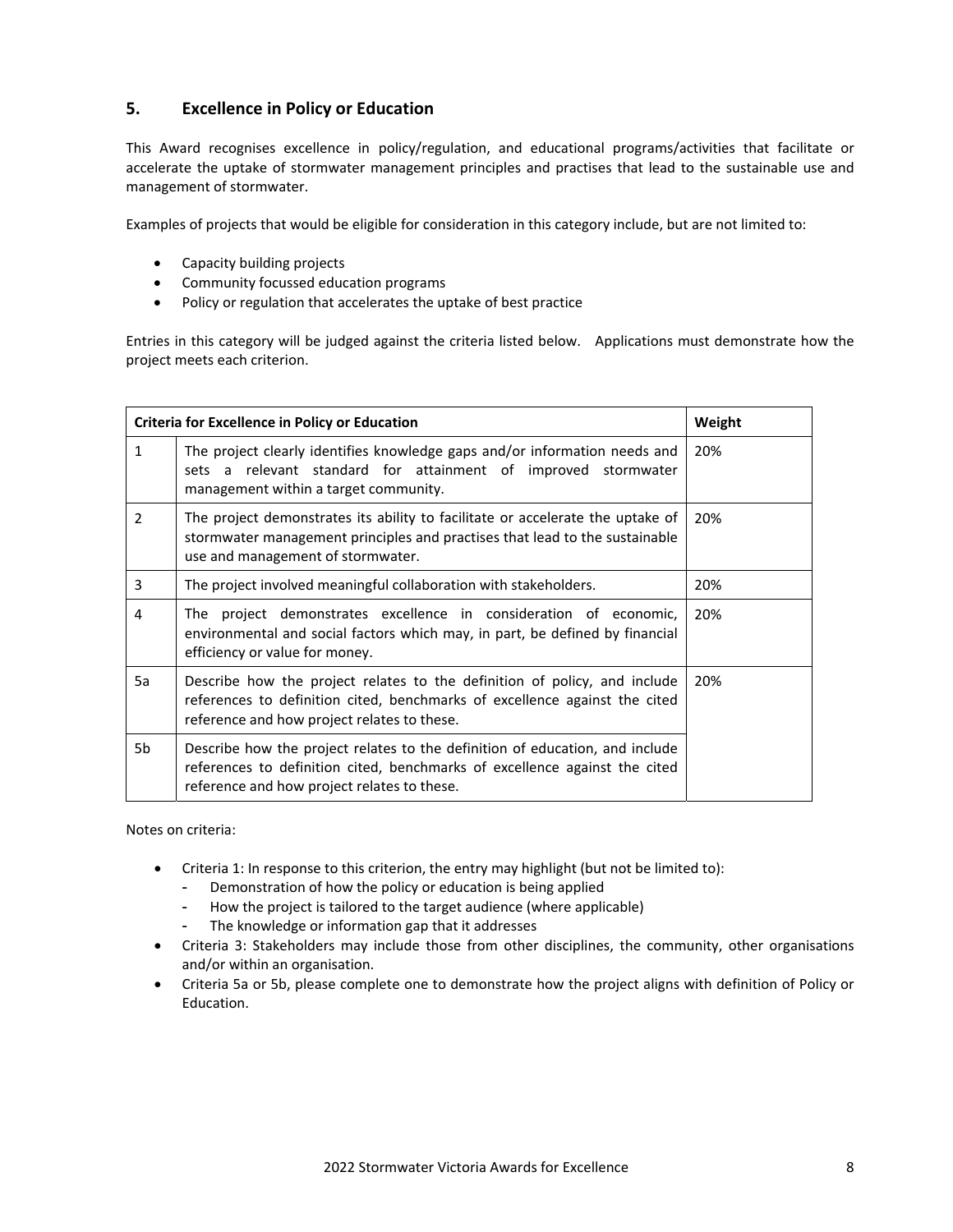## 5. Excellence in Policy or Education

This Award recognises excellence in policy/regulation, and educational programs/activities that facilitate or accelerate the uptake of stormwater management principles and practises that lead to the sustainable use and management of stormwater.

Examples of projects that would be eligible for consideration in this category include, but are not limited to:

- Capacity building projects
- Community focussed education programs
- Policy or regulation that accelerates the uptake of best practice

Entries in this category will be judged against the criteria listed below. Applications must demonstrate how the project meets each criterion.

| **Criteria for Excellence in Policy or Education** | | **Weight** |
|---|---|---|
| 1 | The project clearly identifies knowledge gaps and/or information needs and sets a relevant standard for attainment of improved stormwater management within a target community. | 20% |
| 2 | The project demonstrates its ability to facilitate or accelerate the uptake of stormwater management principles and practises that lead to the sustainable use and management of stormwater. | 20% |
| 3 | The project involved meaningful collaboration with stakeholders. | 20% |
| 4 | The project demonstrates excellence in consideration of economic, environmental and social factors which may, in part, be defined by financial efficiency or value for money. | 20% |
| 5a | Describe how the project relates to the definition of policy, and include references to definition cited, benchmarks of excellence against the cited reference and how project relates to these. | 20% |
| 5b | Describe how the project relates to the definition of education, and include references to definition cited, benchmarks of excellence against the cited reference and how project relates to these. | |

Notes on criteria:

- Criteria 1: In response to this criterion, the entry may highlight (but not be limited to):
  - Demonstration of how the policy or education is being applied
  - How the project is tailored to the target audience (where applicable)
  - The knowledge or information gap that it addresses
- Criteria 3: Stakeholders may include those from other disciplines, the community, other organisations and/or within an organisation.
- Criteria 5a or 5b, please complete one to demonstrate how the project aligns with definition of Policy or Education.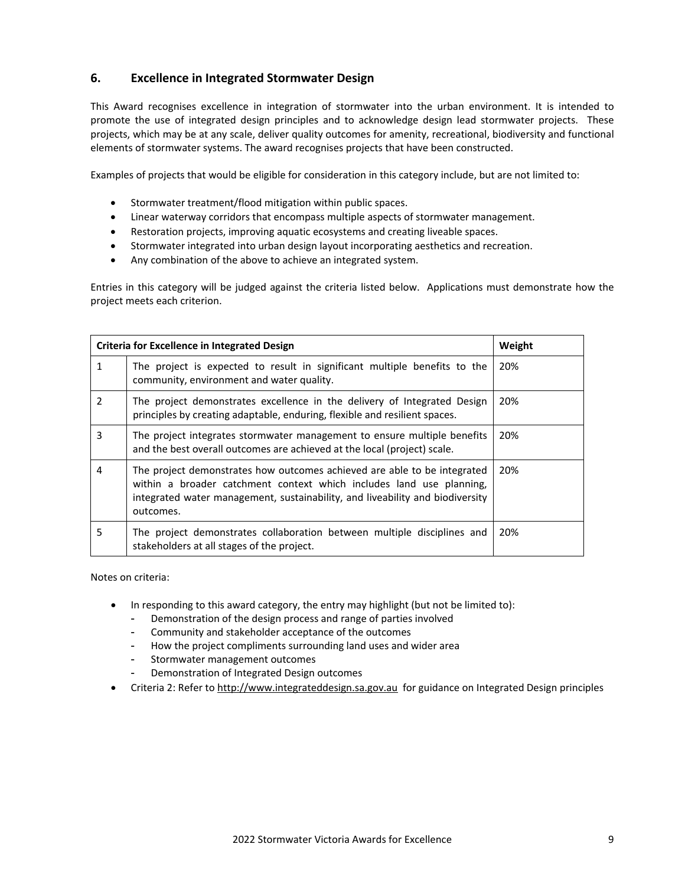## 6. Excellence in Integrated Stormwater Design

This Award recognises excellence in integration of stormwater into the urban environment. It is intended to promote the use of integrated design principles and to acknowledge design lead stormwater projects. These projects, which may be at any scale, deliver quality outcomes for amenity, recreational, biodiversity and functional elements of stormwater systems. The award recognises projects that have been constructed.

Examples of projects that would be eligible for consideration in this category include, but are not limited to:

- Stormwater treatment/flood mitigation within public spaces.
- Linear waterway corridors that encompass multiple aspects of stormwater management.
- Restoration projects, improving aquatic ecosystems and creating liveable spaces.
- Stormwater integrated into urban design layout incorporating aesthetics and recreation.
- Any combination of the above to achieve an integrated system.

Entries in this category will be judged against the criteria listed below. Applications must demonstrate how the project meets each criterion.

| Criteria for Excellence in Integrated Design | | Weight |
|---|---|---|
| 1 | The project is expected to result in significant multiple benefits to the community, environment and water quality. | 20% |
| 2 | The project demonstrates excellence in the delivery of Integrated Design principles by creating adaptable, enduring, flexible and resilient spaces. | 20% |
| 3 | The project integrates stormwater management to ensure multiple benefits and the best overall outcomes are achieved at the local (project) scale. | 20% |
| 4 | The project demonstrates how outcomes achieved are able to be integrated within a broader catchment context which includes land use planning, integrated water management, sustainability, and liveability and biodiversity outcomes. | 20% |
| 5 | The project demonstrates collaboration between multiple disciplines and stakeholders at all stages of the project. | 20% |

Notes on criteria:

- In responding to this award category, the entry may highlight (but not be limited to):
  - Demonstration of the design process and range of parties involved
  - Community and stakeholder acceptance of the outcomes
  - How the project compliments surrounding land uses and wider area
  - Stormwater management outcomes
  - Demonstration of Integrated Design outcomes
- Criteria 2: Refer to http://www.integrateddesign.sa.gov.au for guidance on Integrated Design principles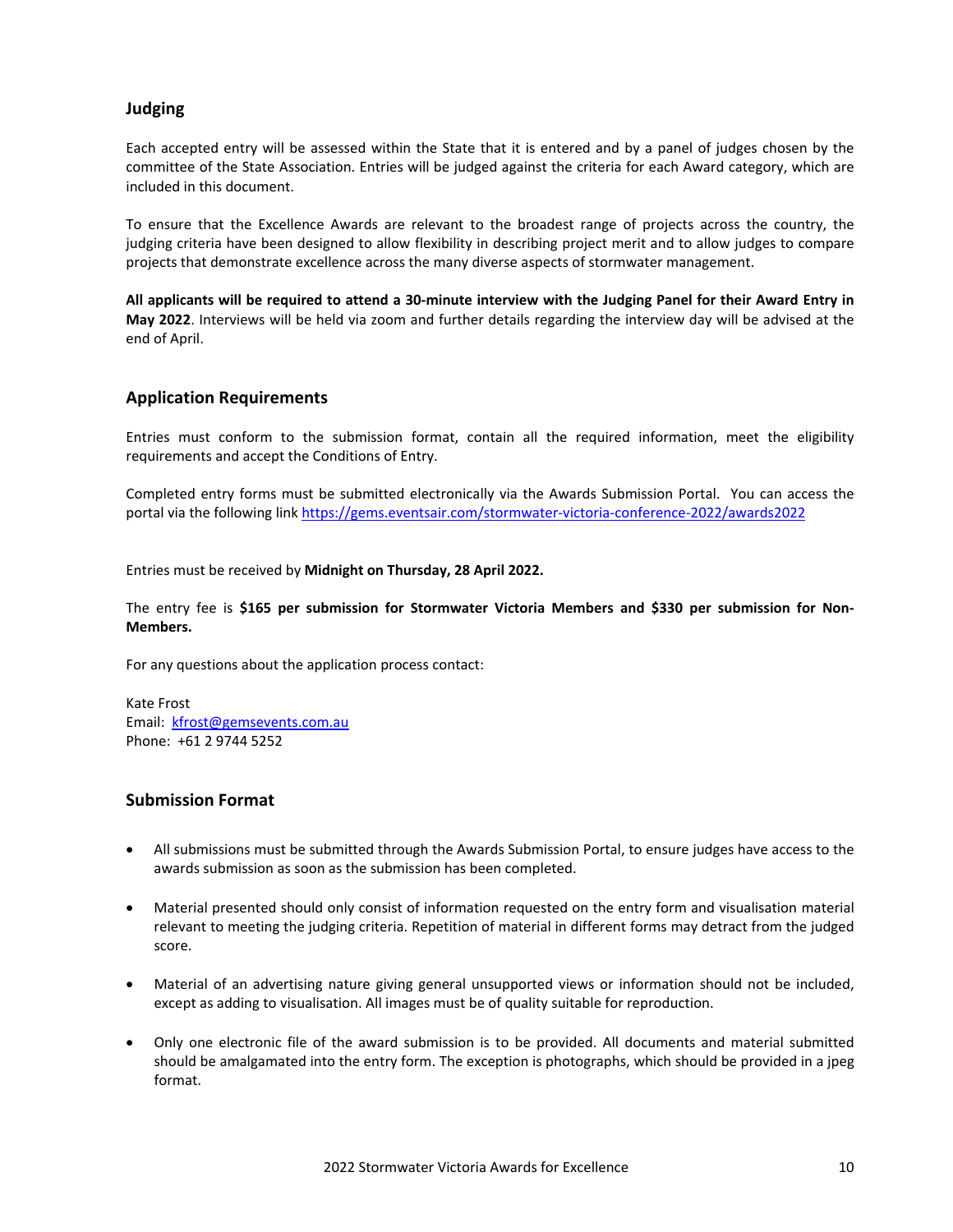## Judging

Each accepted entry will be assessed within the State that it is entered and by a panel of judges chosen by the committee of the State Association. Entries will be judged against the criteria for each Award category, which are included in this document.

To ensure that the Excellence Awards are relevant to the broadest range of projects across the country, the judging criteria have been designed to allow flexibility in describing project merit and to allow judges to compare projects that demonstrate excellence across the many diverse aspects of stormwater management.

**All applicants will be required to attend a 30-minute interview with the Judging Panel for their Award Entry in May 2022**. Interviews will be held via zoom and further details regarding the interview day will be advised at the end of April.

## Application Requirements

Entries must conform to the submission format, contain all the required information, meet the eligibility requirements and accept the Conditions of Entry.

Completed entry forms must be submitted electronically via the Awards Submission Portal. You can access the portal via the following link https://gems.eventsair.com/stormwater-victoria-conference-2022/awards2022

Entries must be received by **Midnight on Thursday, 28 April 2022.**

The entry fee is **$165 per submission for Stormwater Victoria Members and $330 per submission for Non-Members.**

For any questions about the application process contact:

Kate Frost
Email: kfrost@gemsevents.com.au
Phone: +61 2 9744 5252

## Submission Format

- All submissions must be submitted through the Awards Submission Portal, to ensure judges have access to the awards submission as soon as the submission has been completed.
- Material presented should only consist of information requested on the entry form and visualisation material relevant to meeting the judging criteria. Repetition of material in different forms may detract from the judged score.
- Material of an advertising nature giving general unsupported views or information should not be included, except as adding to visualisation. All images must be of quality suitable for reproduction.
- Only one electronic file of the award submission is to be provided. All documents and material submitted should be amalgamated into the entry form. The exception is photographs, which should be provided in a jpeg format.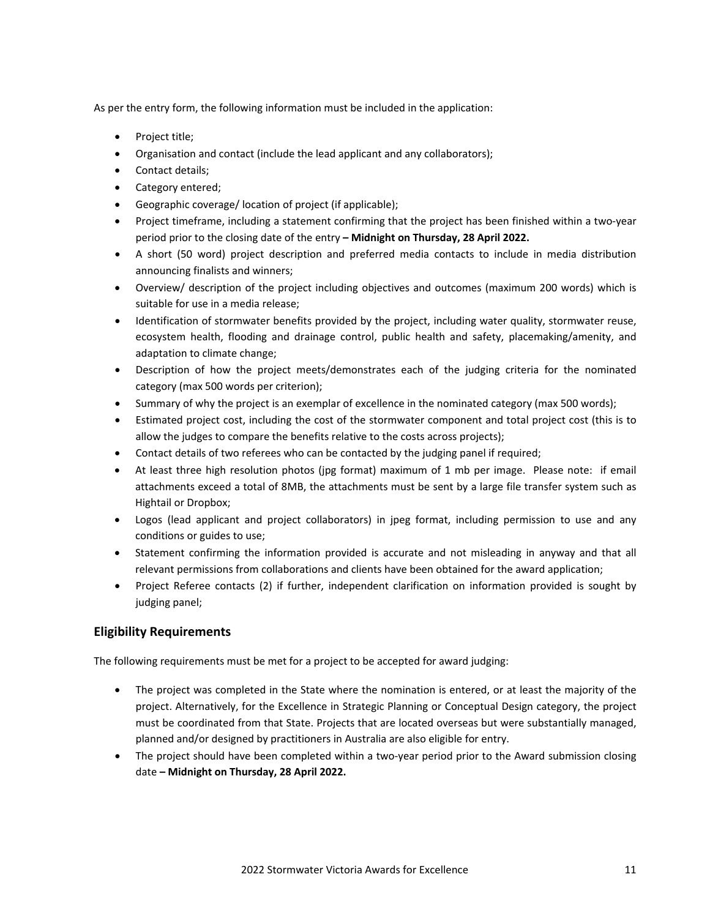As per the entry form, the following information must be included in the application:

- Project title;
- Organisation and contact (include the lead applicant and any collaborators);
- Contact details;
- Category entered;
- Geographic coverage/ location of project (if applicable);
- Project timeframe, including a statement confirming that the project has been finished within a two-year period prior to the closing date of the entry **– Midnight on Thursday, 28 April 2022.**
- A short (50 word) project description and preferred media contacts to include in media distribution announcing finalists and winners;
- Overview/ description of the project including objectives and outcomes (maximum 200 words) which is suitable for use in a media release;
- Identification of stormwater benefits provided by the project, including water quality, stormwater reuse, ecosystem health, flooding and drainage control, public health and safety, placemaking/amenity, and adaptation to climate change;
- Description of how the project meets/demonstrates each of the judging criteria for the nominated category (max 500 words per criterion);
- Summary of why the project is an exemplar of excellence in the nominated category (max 500 words);
- Estimated project cost, including the cost of the stormwater component and total project cost (this is to allow the judges to compare the benefits relative to the costs across projects);
- Contact details of two referees who can be contacted by the judging panel if required;
- At least three high resolution photos (jpg format) maximum of 1 mb per image. Please note: if email attachments exceed a total of 8MB, the attachments must be sent by a large file transfer system such as Hightail or Dropbox;
- Logos (lead applicant and project collaborators) in jpeg format, including permission to use and any conditions or guides to use;
- Statement confirming the information provided is accurate and not misleading in anyway and that all relevant permissions from collaborations and clients have been obtained for the award application;
- Project Referee contacts (2) if further, independent clarification on information provided is sought by judging panel;

## Eligibility Requirements

The following requirements must be met for a project to be accepted for award judging:

- The project was completed in the State where the nomination is entered, or at least the majority of the project. Alternatively, for the Excellence in Strategic Planning or Conceptual Design category, the project must be coordinated from that State. Projects that are located overseas but were substantially managed, planned and/or designed by practitioners in Australia are also eligible for entry.
- The project should have been completed within a two-year period prior to the Award submission closing date **– Midnight on Thursday, 28 April 2022.**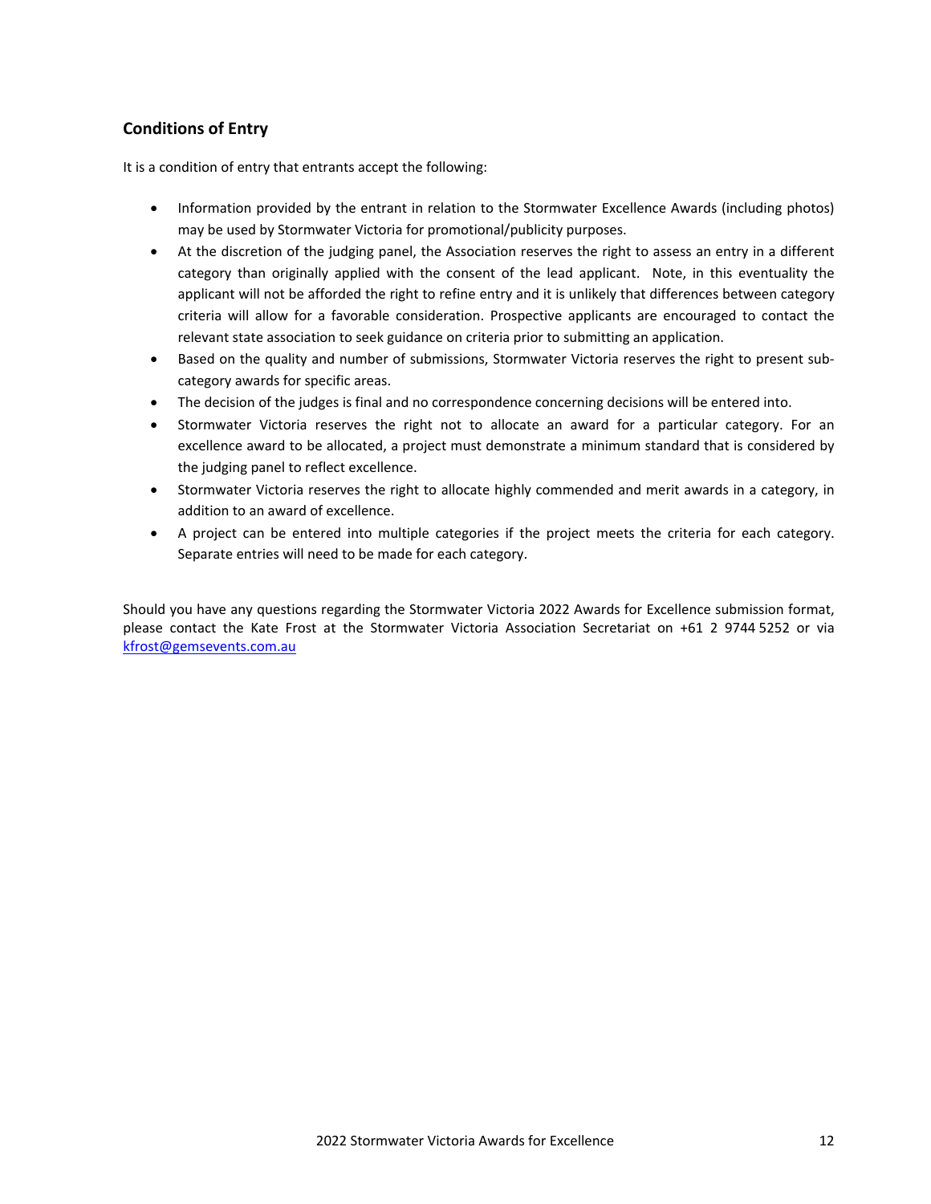## Conditions of Entry

It is a condition of entry that entrants accept the following:

- Information provided by the entrant in relation to the Stormwater Excellence Awards (including photos) may be used by Stormwater Victoria for promotional/publicity purposes.
- At the discretion of the judging panel, the Association reserves the right to assess an entry in a different category than originally applied with the consent of the lead applicant. Note, in this eventuality the applicant will not be afforded the right to refine entry and it is unlikely that differences between category criteria will allow for a favorable consideration. Prospective applicants are encouraged to contact the relevant state association to seek guidance on criteria prior to submitting an application.
- Based on the quality and number of submissions, Stormwater Victoria reserves the right to present sub-category awards for specific areas.
- The decision of the judges is final and no correspondence concerning decisions will be entered into.
- Stormwater Victoria reserves the right not to allocate an award for a particular category. For an excellence award to be allocated, a project must demonstrate a minimum standard that is considered by the judging panel to reflect excellence.
- Stormwater Victoria reserves the right to allocate highly commended and merit awards in a category, in addition to an award of excellence.
- A project can be entered into multiple categories if the project meets the criteria for each category. Separate entries will need to be made for each category.

Should you have any questions regarding the Stormwater Victoria 2022 Awards for Excellence submission format, please contact the Kate Frost at the Stormwater Victoria Association Secretariat on +61 2 9744 5252 or via [kfrost@gemsevents.com.au](mailto:kfrost@gemsevents.com.au)